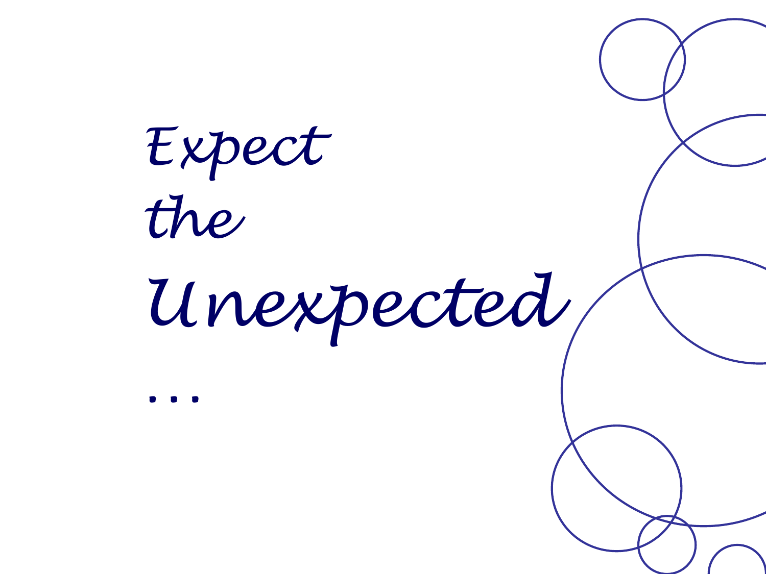# Expect the Unexpected …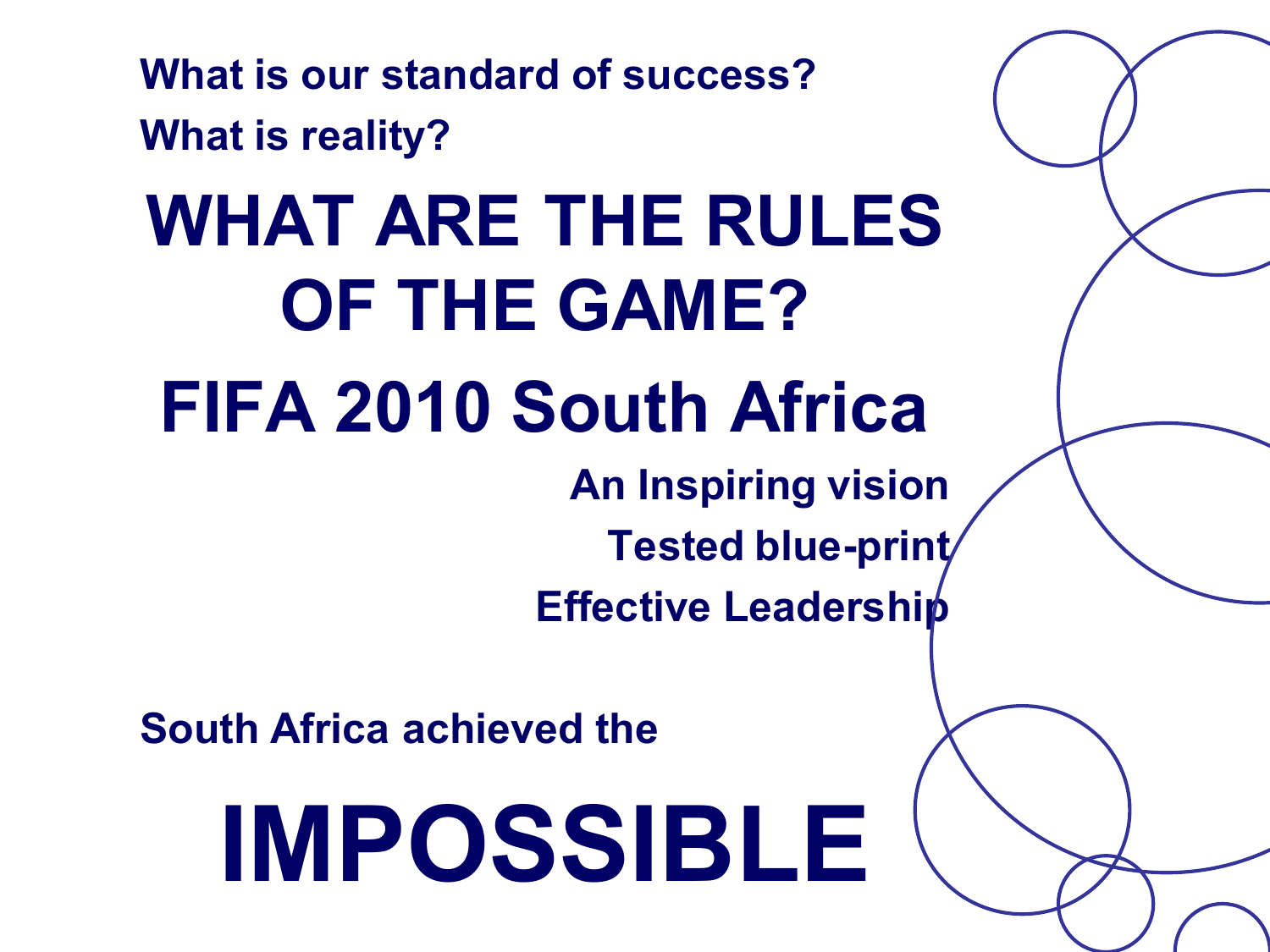**What is our standard of success?**

**What is reality?**

# WHAT ARE THE RULES OF THE GAME?

# FIFA 2010 South Africa

**An Inspiring vision**

**Tested blue-print**

**Effective Leadership**

**South Africa achieved the**

# IMPOSSIBLE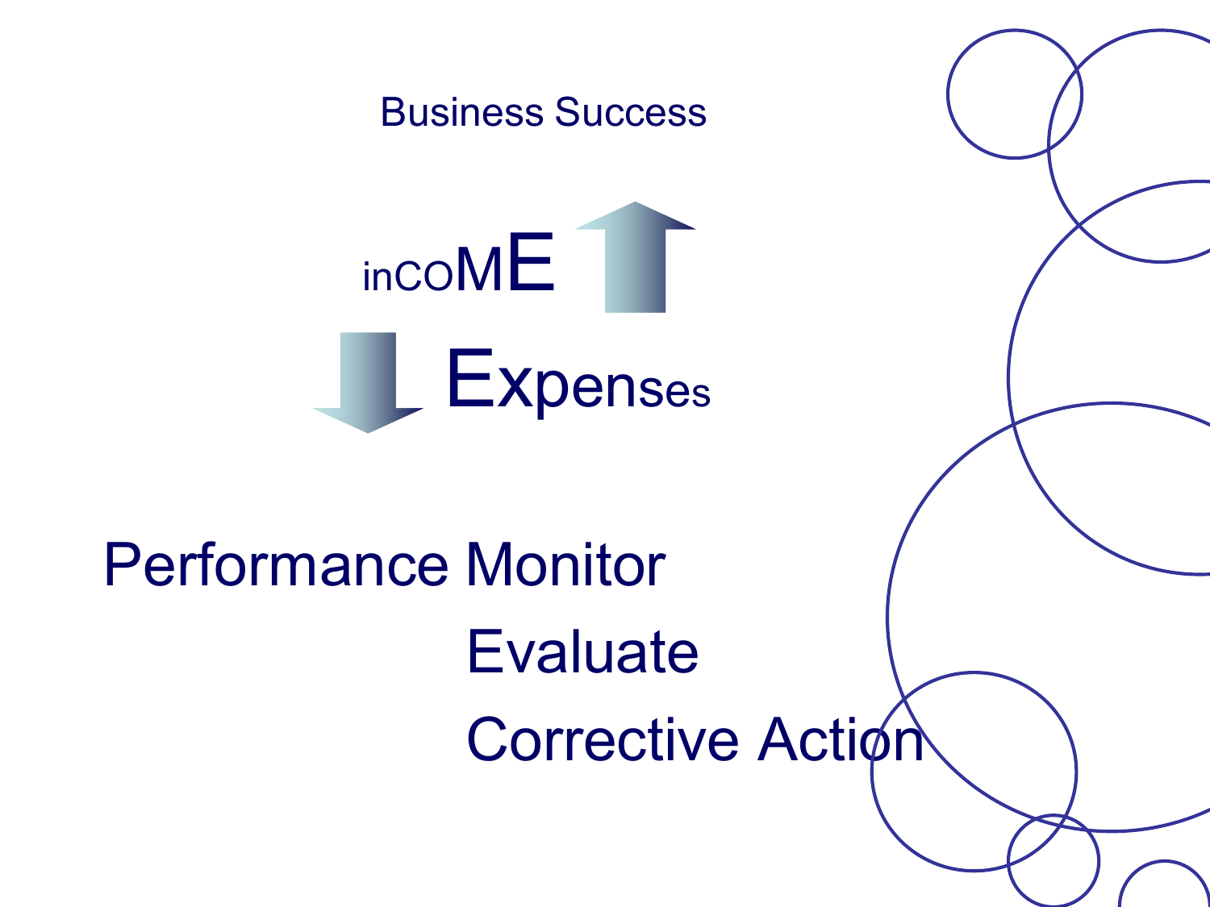# Business Success

inCOME ↑

↓ Expenses

Performance Monitor

Evaluate

Corrective Action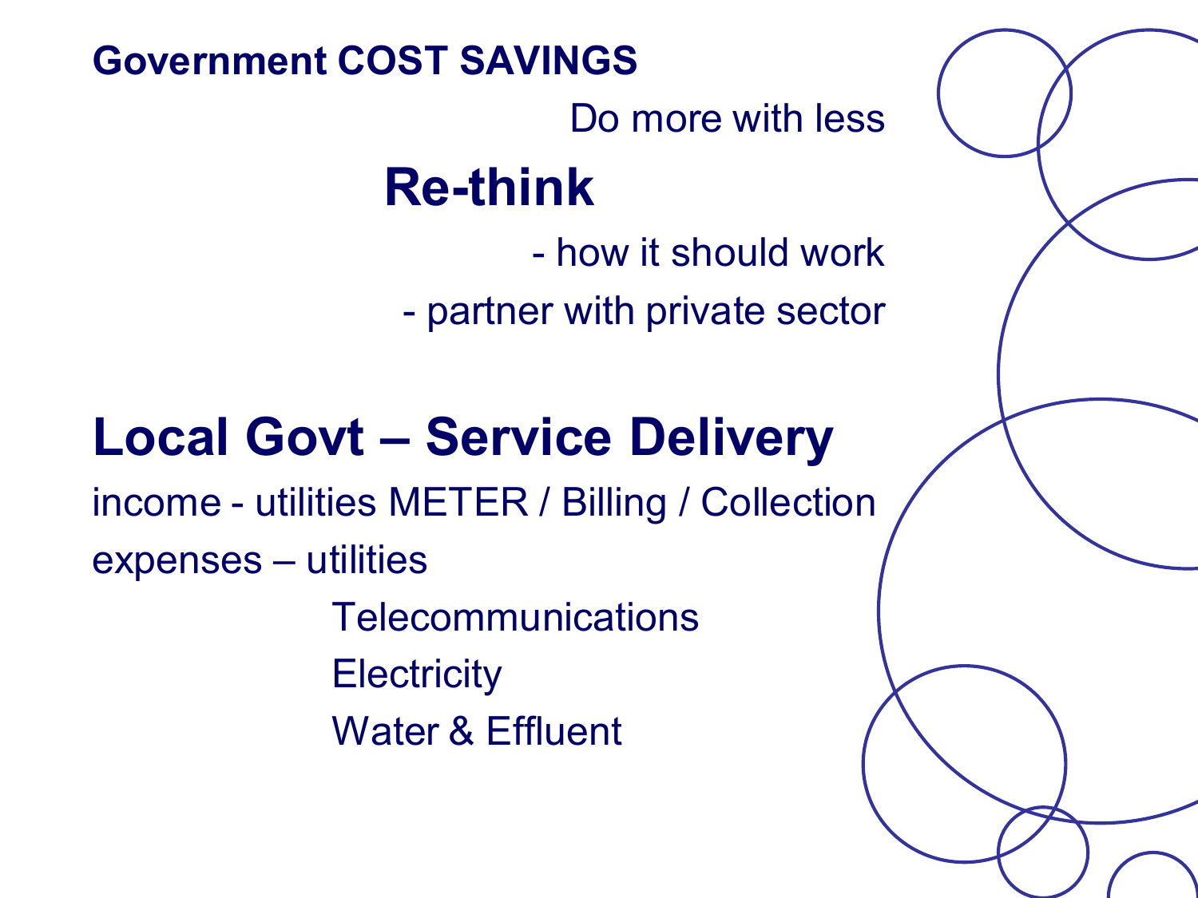## Government COST SAVINGS

Do more with less

### Re-think

- how it should work
- partner with private sector

## Local Govt – Service Delivery

income - utilities METER / Billing / Collection

expenses – utilities

- Telecommunications
- Electricity
- Water & Effluent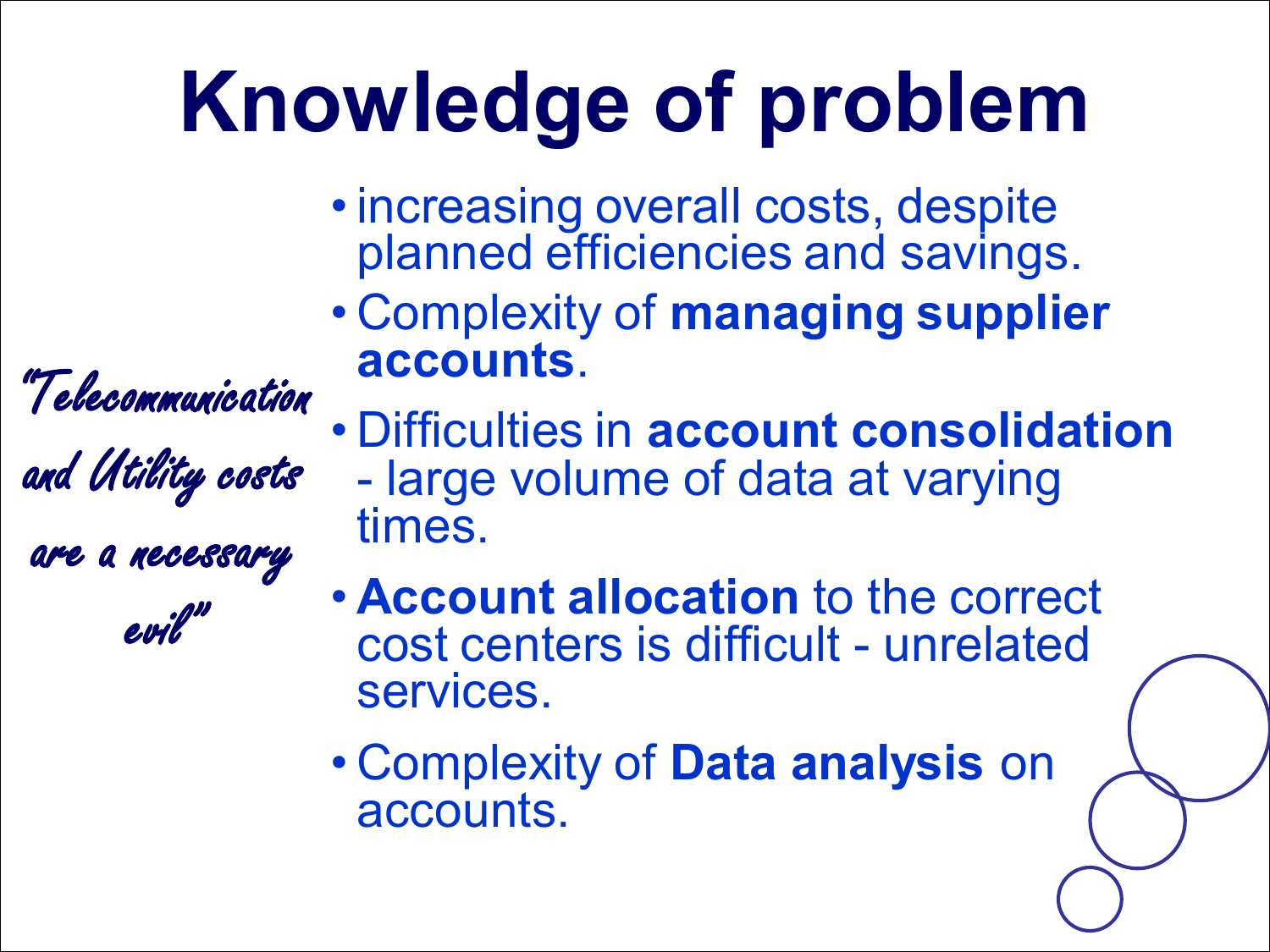# Knowledge of problem

*"Telecommunication and Utility costs are a necessary evil"*

- increasing overall costs, despite planned efficiencies and savings.
- Complexity of **managing supplier accounts**.
- Difficulties in **account consolidation** - large volume of data at varying times.
- **Account allocation** to the correct cost centers is difficult - unrelated services.
- Complexity of **Data analysis** on accounts.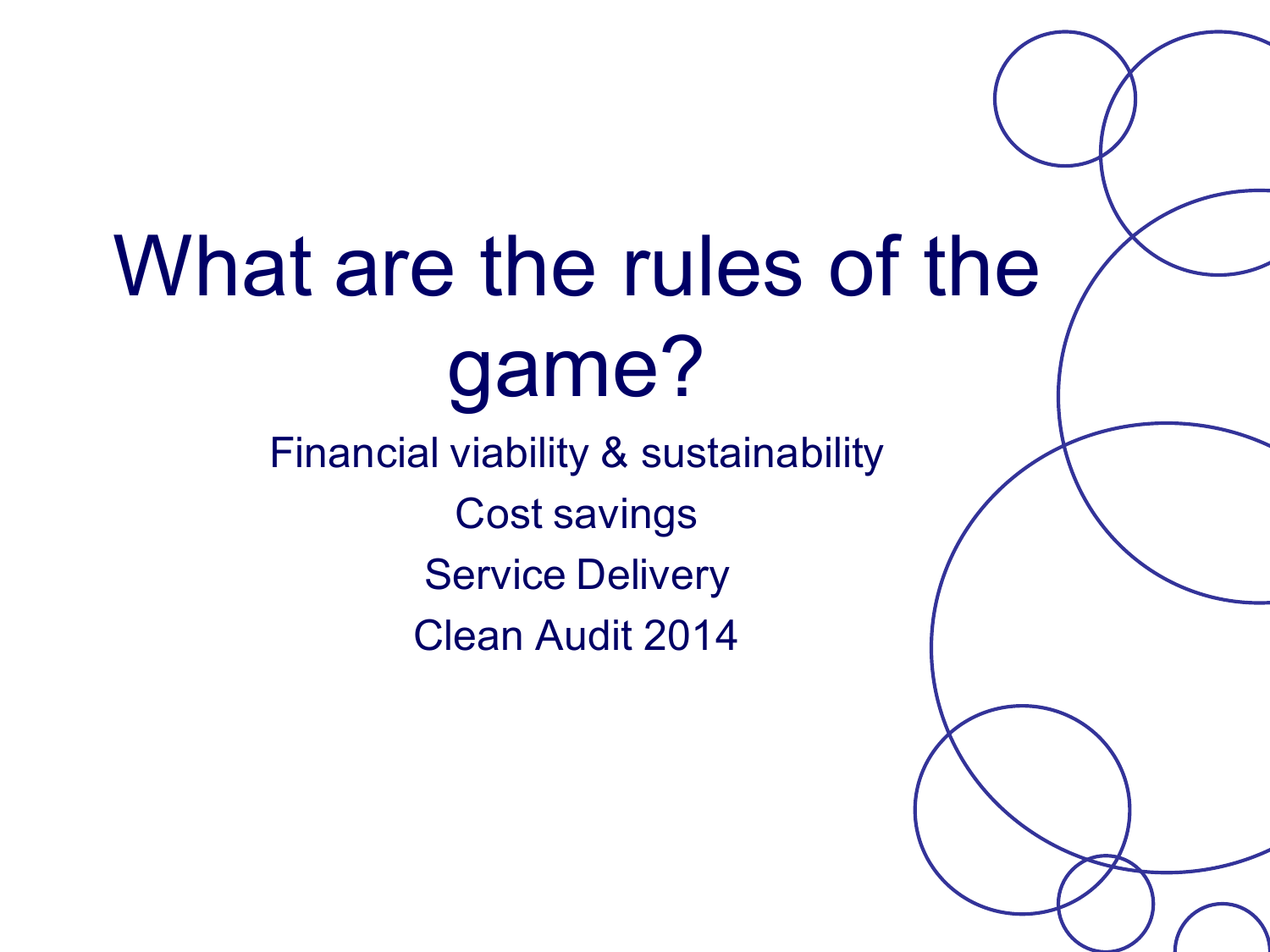# What are the rules of the game?

Financial viability & sustainability

Cost savings

Service Delivery

Clean Audit 2014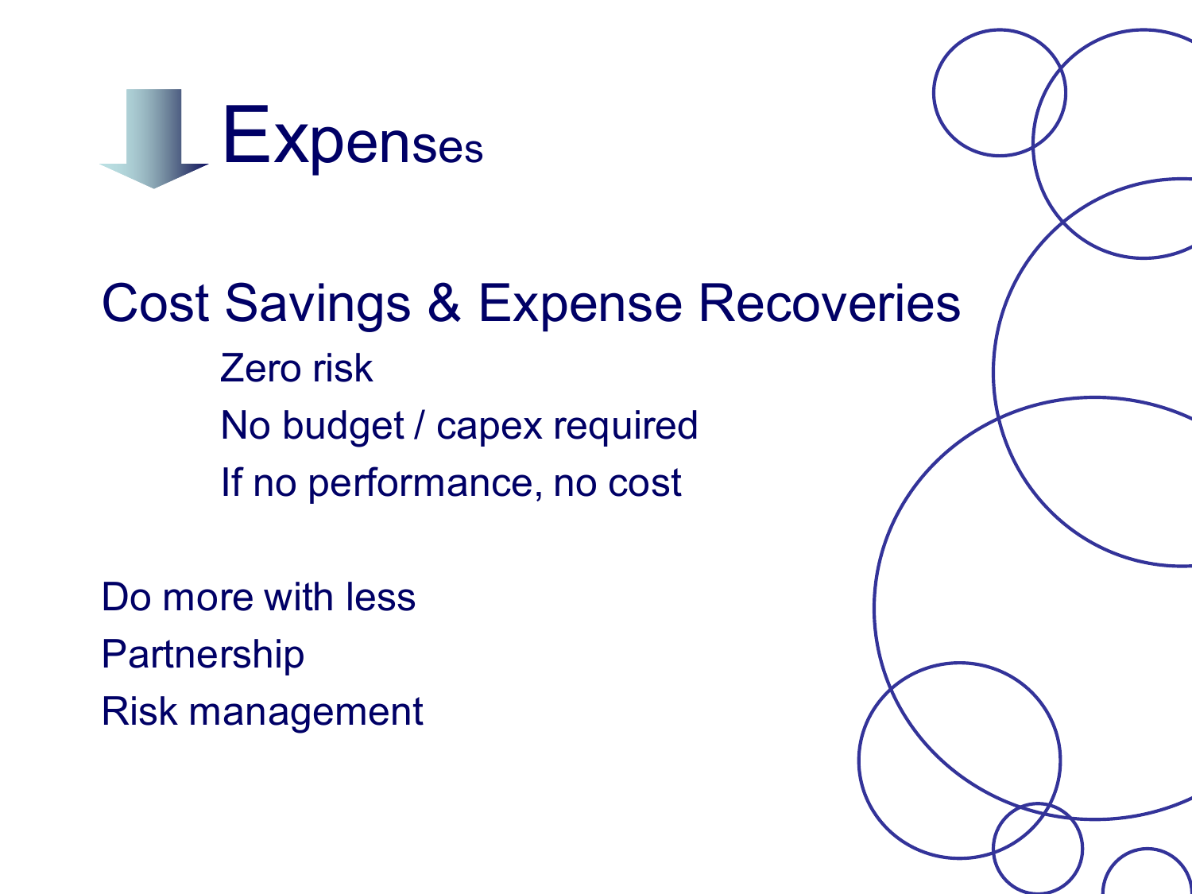# Expenses

## Cost Savings & Expense Recoveries

- Zero risk
- No budget / capex required
- If no performance, no cost

Do more with less

Partnership

Risk management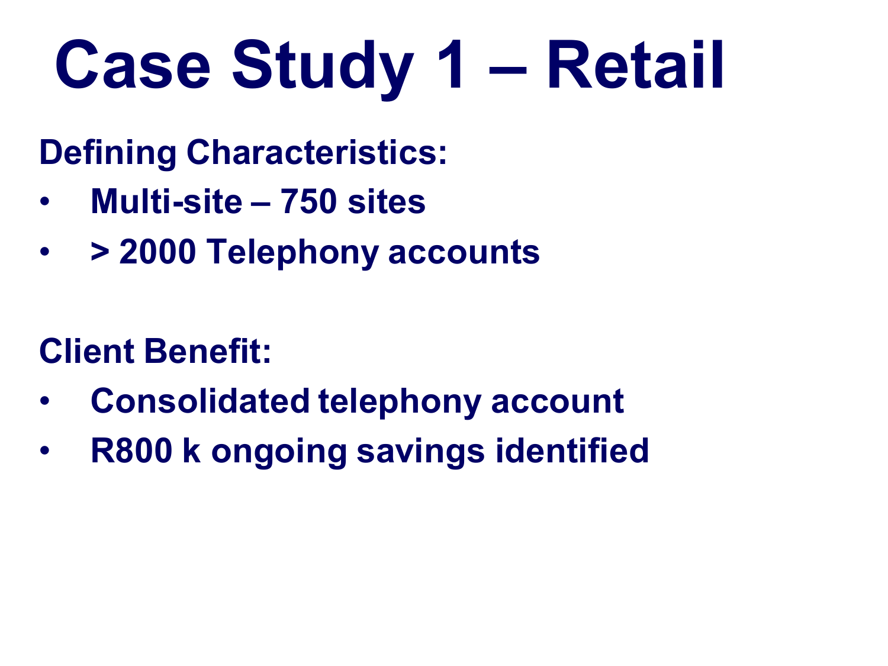# Case Study 1 – Retail

**Defining Characteristics:**

- **Multi-site – 750 sites**
- **> 2000 Telephony accounts**

**Client Benefit:**

- **Consolidated telephony account**
- **R800 k ongoing savings identified**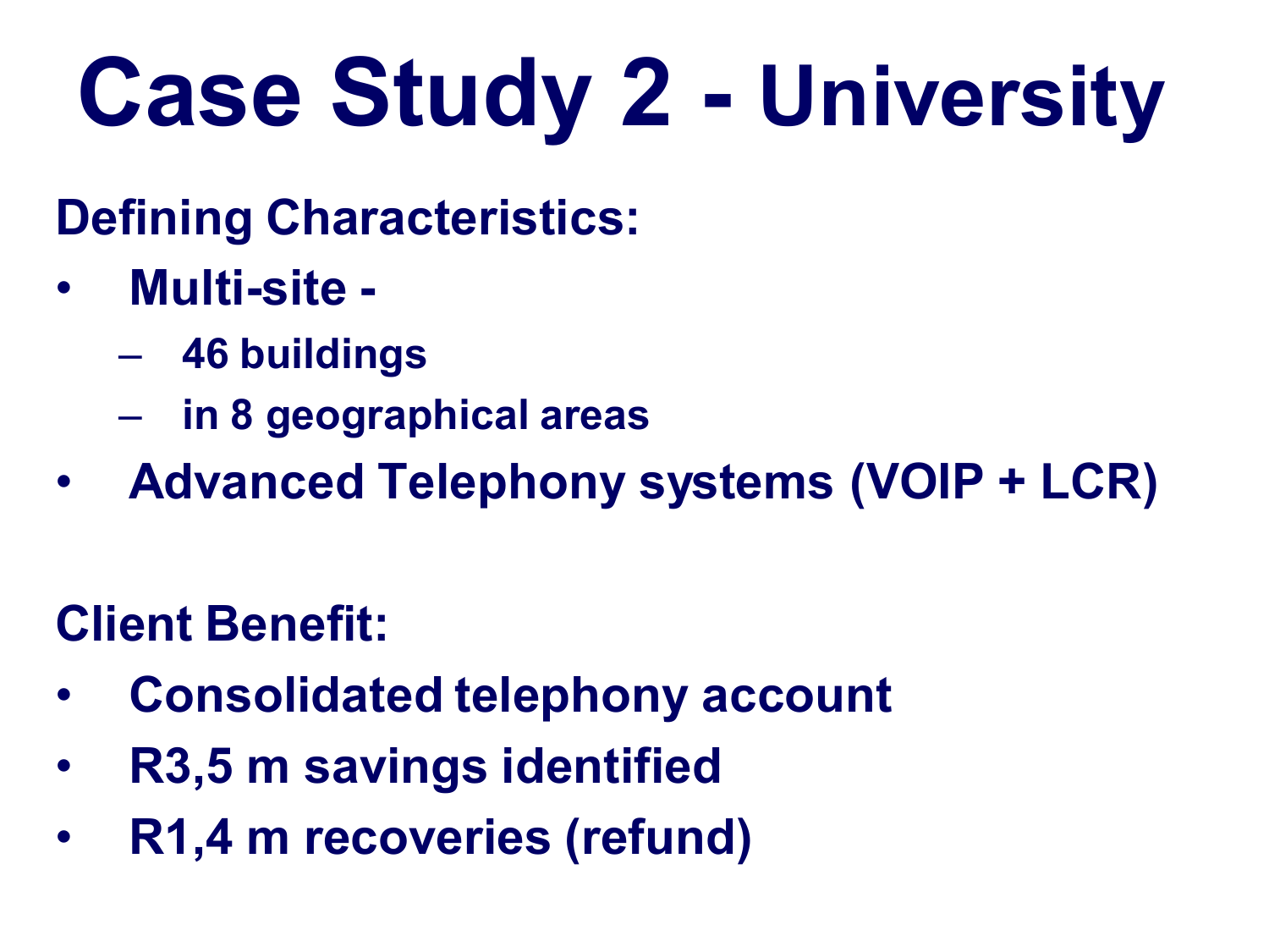# Case Study 2 - University

**Defining Characteristics:**

- **Multi-site -**
  - **46 buildings**
  - **in 8 geographical areas**
- **Advanced Telephony systems (VOIP + LCR)**

**Client Benefit:**

- **Consolidated telephony account**
- **R3,5 m savings identified**
- **R1,4 m recoveries (refund)**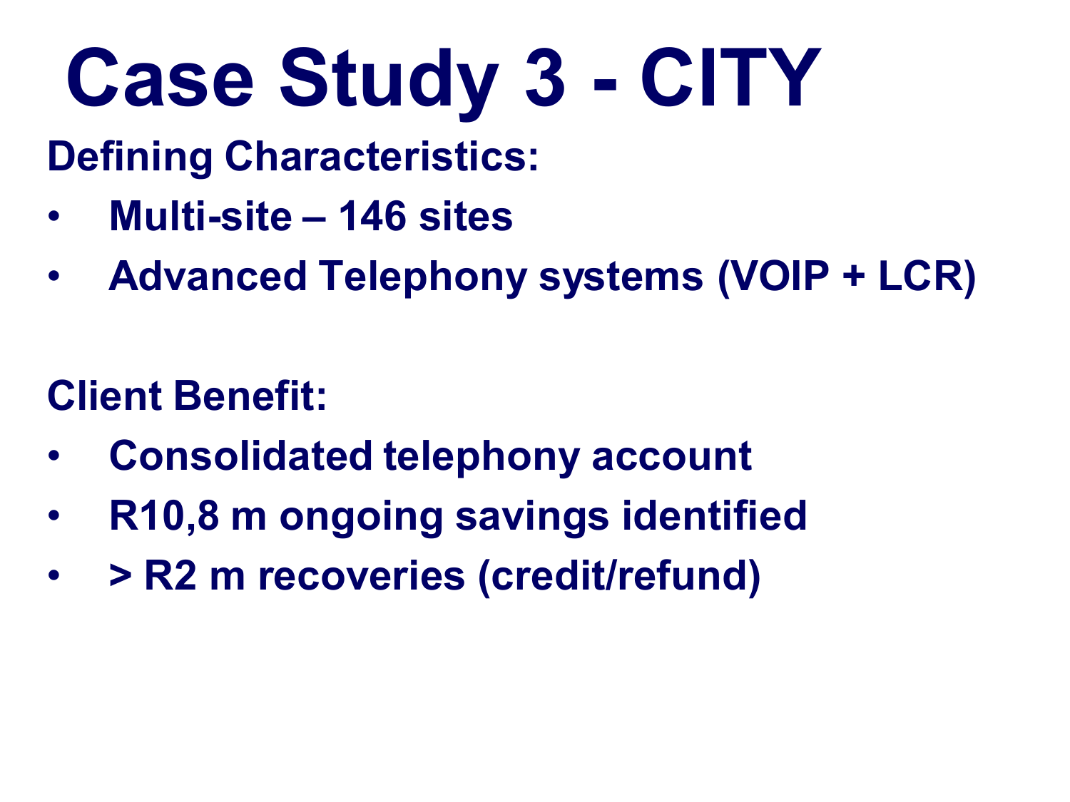# Case Study 3 - CITY

**Defining Characteristics:**

- **Multi-site – 146 sites**
- **Advanced Telephony systems (VOIP + LCR)**

**Client Benefit:**

- **Consolidated telephony account**
- **R10,8 m ongoing savings identified**
- **> R2 m recoveries (credit/refund)**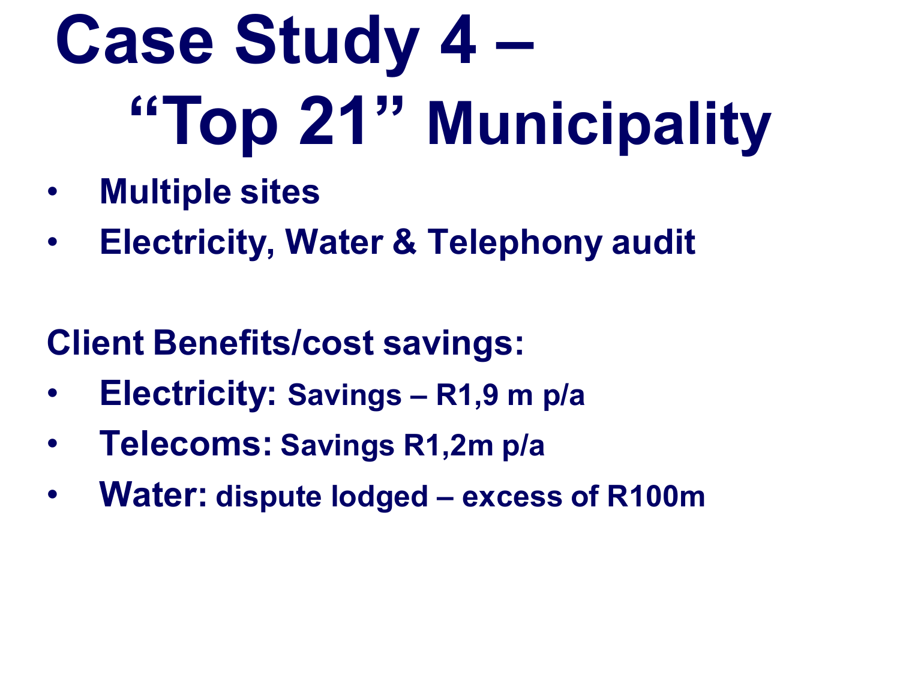# Case Study 4 – "Top 21" Municipality

- **Multiple sites**
- **Electricity, Water & Telephony audit**

**Client Benefits/cost savings:**

- **Electricity:** **Savings – R1,9 m p/a**
- **Telecoms:** **Savings R1,2m p/a**
- **Water:** **dispute lodged – excess of R100m**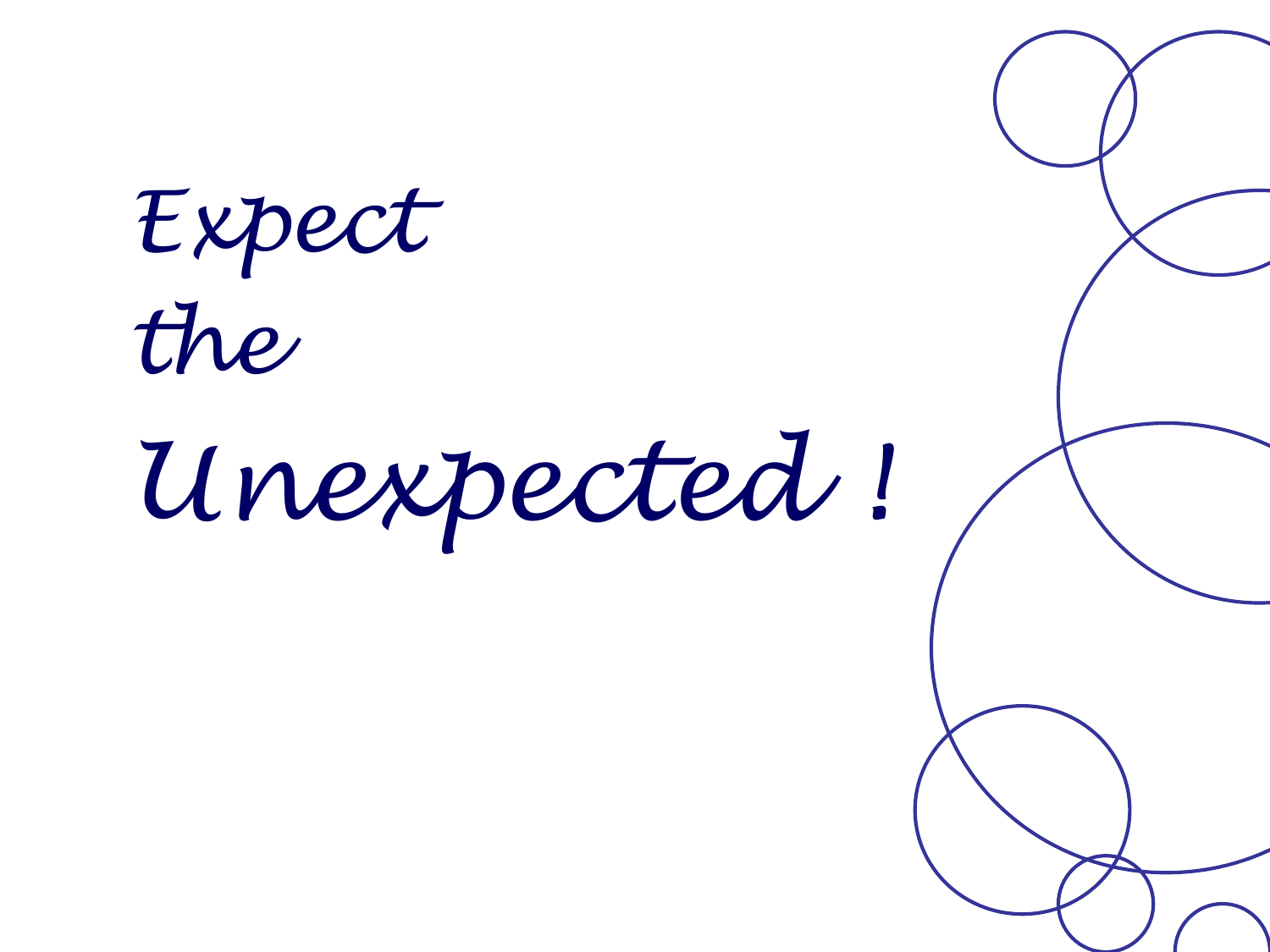# Expect the Unexpected!